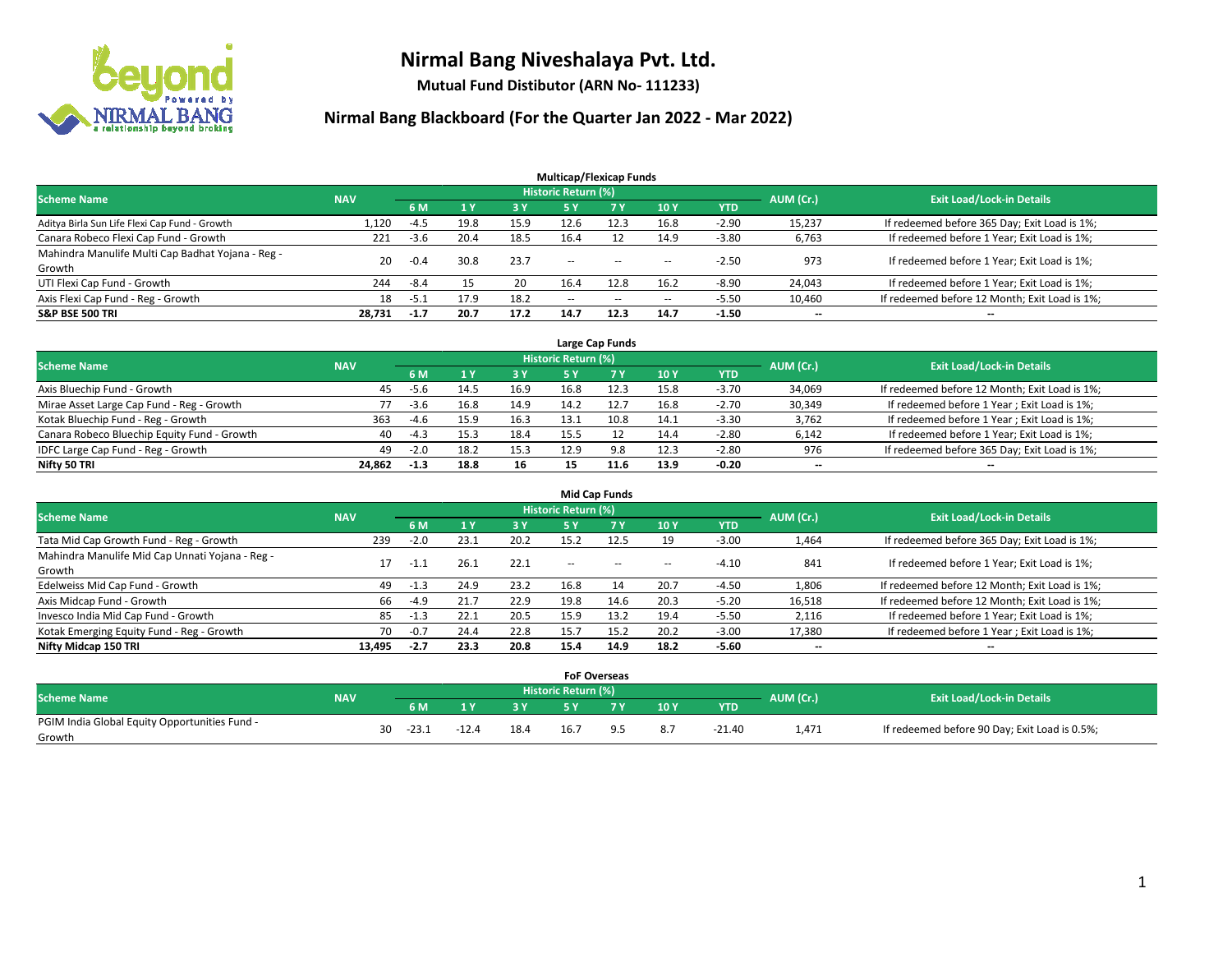# Nirmal Bang Niveshalaya Pvt. Ltd.

**Mutual Fund Distibutor (ARN No- 111233)**

## Nirmal Bang Blackboard (For the Quarter Jan 2022 - Mar 2022)

### Multicap/Flexicap Funds

| Scheme Name | NAV | Historic Return (%) | | | | | | | AUM (Cr.) | Exit Load/Lock-in Details |
|---|---|---|---|---|---|---|---|---|---|---|
| | | 6 M | 1 Y | 3 Y | 5 Y | 7 Y | 10 Y | YTD | | |
| Aditya Birla Sun Life Flexi Cap Fund - Growth | 1,120 | -4.5 | 19.8 | 15.9 | 12.6 | 12.3 | 16.8 | -2.90 | 15,237 | If redeemed before 365 Day; Exit Load is 1%; |
| Canara Robeco Flexi Cap Fund - Growth | 221 | -3.6 | 20.4 | 18.5 | 16.4 | 12 | 14.9 | -3.80 | 6,763 | If redeemed before 1 Year; Exit Load is 1%; |
| Mahindra Manulife Multi Cap Badhat Yojana - Reg - Growth | 20 | -0.4 | 30.8 | 23.7 | -- | -- | -- | -2.50 | 973 | If redeemed before 1 Year; Exit Load is 1%; |
| UTI Flexi Cap Fund - Growth | 244 | -8.4 | 15 | 20 | 16.4 | 12.8 | 16.2 | -8.90 | 24,043 | If redeemed before 1 Year; Exit Load is 1%; |
| Axis Flexi Cap Fund - Reg - Growth | 18 | -5.1 | 17.9 | 18.2 | -- | -- | -- | -5.50 | 10,460 | If redeemed before 12 Month; Exit Load is 1%; |
| **S&P BSE 500 TRI** | **28,731** | **-1.7** | **20.7** | **17.2** | **14.7** | **12.3** | **14.7** | **-1.50** | **--** | **--** |

### Large Cap Funds

| Scheme Name | NAV | Historic Return (%) | | | | | | | AUM (Cr.) | Exit Load/Lock-in Details |
|---|---|---|---|---|---|---|---|---|---|---|
| | | 6 M | 1 Y | 3 Y | 5 Y | 7 Y | 10 Y | YTD | | |
| Axis Bluechip Fund - Growth | 45 | -5.6 | 14.5 | 16.9 | 16.8 | 12.3 | 15.8 | -3.70 | 34,069 | If redeemed before 12 Month; Exit Load is 1%; |
| Mirae Asset Large Cap Fund - Reg - Growth | 77 | -3.6 | 16.8 | 14.9 | 14.2 | 12.7 | 16.8 | -2.70 | 30,349 | If redeemed before 1 Year ; Exit Load is 1%; |
| Kotak Bluechip Fund - Reg - Growth | 363 | -4.6 | 15.9 | 16.3 | 13.1 | 10.8 | 14.1 | -3.30 | 3,762 | If redeemed before 1 Year ; Exit Load is 1%; |
| Canara Robeco Bluechip Equity Fund - Growth | 40 | -4.3 | 15.3 | 18.4 | 15.5 | 12 | 14.4 | -2.80 | 6,142 | If redeemed before 1 Year; Exit Load is 1%; |
| IDFC Large Cap Fund - Reg - Growth | 49 | -2.0 | 18.2 | 15.3 | 12.9 | 9.8 | 12.3 | -2.80 | 976 | If redeemed before 365 Day; Exit Load is 1%; |
| **Nifty 50 TRI** | **24,862** | **-1.3** | **18.8** | **16** | **15** | **11.6** | **13.9** | **-0.20** | **--** | **--** |

### Mid Cap Funds

| Scheme Name | NAV | Historic Return (%) | | | | | | | AUM (Cr.) | Exit Load/Lock-in Details |
|---|---|---|---|---|---|---|---|---|---|---|
| | | 6 M | 1 Y | 3 Y | 5 Y | 7 Y | 10 Y | YTD | | |
| Tata Mid Cap Growth Fund - Reg - Growth | 239 | -2.0 | 23.1 | 20.2 | 15.2 | 12.5 | 19 | -3.00 | 1,464 | If redeemed before 365 Day; Exit Load is 1%; |
| Mahindra Manulife Mid Cap Unnati Yojana - Reg - Growth | 17 | -1.1 | 26.1 | 22.1 | -- | -- | -- | -4.10 | 841 | If redeemed before 1 Year; Exit Load is 1%; |
| Edelweiss Mid Cap Fund - Growth | 49 | -1.3 | 24.9 | 23.2 | 16.8 | 14 | 20.7 | -4.50 | 1,806 | If redeemed before 12 Month; Exit Load is 1%; |
| Axis Midcap Fund - Growth | 66 | -4.9 | 21.7 | 22.9 | 19.8 | 14.6 | 20.3 | -5.20 | 16,518 | If redeemed before 12 Month; Exit Load is 1%; |
| Invesco India Mid Cap Fund - Growth | 85 | -1.3 | 22.1 | 20.5 | 15.9 | 13.2 | 19.4 | -5.50 | 2,116 | If redeemed before 1 Year; Exit Load is 1%; |
| Kotak Emerging Equity Fund - Reg - Growth | 70 | -0.7 | 24.4 | 22.8 | 15.7 | 15.2 | 20.2 | -3.00 | 17,380 | If redeemed before 1 Year ; Exit Load is 1%; |
| **Nifty Midcap 150 TRI** | **13,495** | **-2.7** | **23.3** | **20.8** | **15.4** | **14.9** | **18.2** | **-5.60** | **--** | **--** |

### FoF Overseas

| Scheme Name | NAV | Historic Return (%) | | | | | | | AUM (Cr.) | Exit Load/Lock-in Details |
|---|---|---|---|---|---|---|---|---|---|---|
| | | 6 M | 1 Y | 3 Y | 5 Y | 7 Y | 10 Y | YTD | | |
| PGIM India Global Equity Opportunities Fund - Growth | 30 | -23.1 | -12.4 | 18.4 | 16.7 | 9.5 | 8.7 | -21.40 | 1,471 | If redeemed before 90 Day; Exit Load is 0.5%; |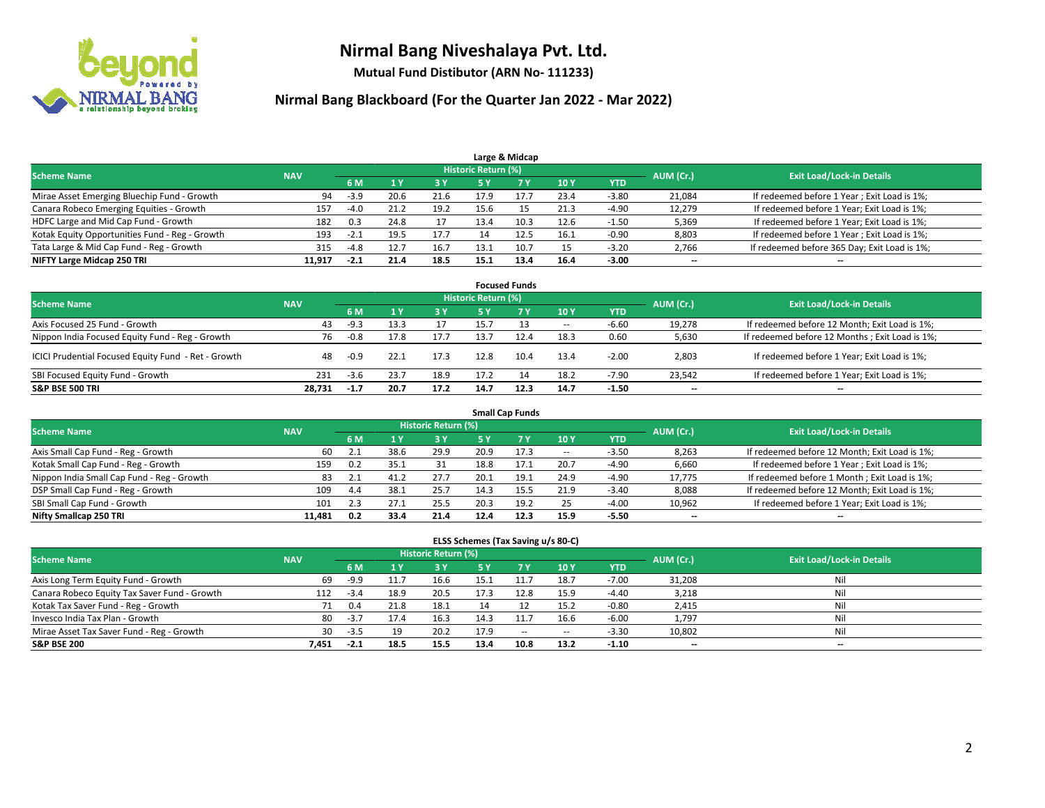# Nirmal Bang Niveshalaya Pvt. Ltd.

**Mutual Fund Distibutor (ARN No- 111233)**

## Nirmal Bang Blackboard (For the Quarter Jan 2022 - Mar 2022)

### Large & Midcap

| Scheme Name | NAV | Historic Return (%) | | | | | | | AUM (Cr.) | Exit Load/Lock-in Details |
|---|---|---|---|---|---|---|---|---|---|---|
| | | 6 M | 1 Y | 3 Y | 5 Y | 7 Y | 10 Y | YTD | | |
| Mirae Asset Emerging Bluechip Fund - Growth | 94 | -3.9 | 20.6 | 21.6 | 17.9 | 17.7 | 23.4 | -3.80 | 21,084 | If redeemed before 1 Year ; Exit Load is 1%; |
| Canara Robeco Emerging Equities - Growth | 157 | -4.0 | 21.2 | 19.2 | 15.6 | 15 | 21.3 | -4.90 | 12,279 | If redeemed before 1 Year; Exit Load is 1%; |
| HDFC Large and Mid Cap Fund - Growth | 182 | 0.3 | 24.8 | 17 | 13.4 | 10.3 | 12.6 | -1.50 | 5,369 | If redeemed before 1 Year; Exit Load is 1%; |
| Kotak Equity Opportunities Fund - Reg - Growth | 193 | -2.1 | 19.5 | 17.7 | 14 | 12.5 | 16.1 | -0.90 | 8,803 | If redeemed before 1 Year ; Exit Load is 1%; |
| Tata Large & Mid Cap Fund - Reg - Growth | 315 | -4.8 | 12.7 | 16.7 | 13.1 | 10.7 | 15 | -3.20 | 2,766 | If redeemed before 365 Day; Exit Load is 1%; |
| **NIFTY Large Midcap 250 TRI** | **11,917** | **-2.1** | **21.4** | **18.5** | **15.1** | **13.4** | **16.4** | **-3.00** | **--** | **--** |

### Focused Funds

| Scheme Name | NAV | Historic Return (%) | | | | | | | AUM (Cr.) | Exit Load/Lock-in Details |
|---|---|---|---|---|---|---|---|---|---|---|
| | | 6 M | 1 Y | 3 Y | 5 Y | 7 Y | 10 Y | YTD | | |
| Axis Focused 25 Fund - Growth | 43 | -9.3 | 13.3 | 17 | 15.7 | 13 | -- | -6.60 | 19,278 | If redeemed before 12 Month; Exit Load is 1%; |
| Nippon India Focused Equity Fund - Reg - Growth | 76 | -0.8 | 17.8 | 17.7 | 13.7 | 12.4 | 18.3 | 0.60 | 5,630 | If redeemed before 12 Months ; Exit Load is 1%; |
| ICICI Prudential Focused Equity Fund - Ret - Growth | 48 | -0.9 | 22.1 | 17.3 | 12.8 | 10.4 | 13.4 | -2.00 | 2,803 | If redeemed before 1 Year; Exit Load is 1%; |
| SBI Focused Equity Fund - Growth | 231 | -3.6 | 23.7 | 18.9 | 17.2 | 14 | 18.2 | -7.90 | 23,542 | If redeemed before 1 Year; Exit Load is 1%; |
| **S&P BSE 500 TRI** | **28,731** | **-1.7** | **20.7** | **17.2** | **14.7** | **12.3** | **14.7** | **-1.50** | **--** | **--** |

### Small Cap Funds

| Scheme Name | NAV | Historic Return (%) | | | | | | | AUM (Cr.) | Exit Load/Lock-in Details |
|---|---|---|---|---|---|---|---|---|---|---|
| | | 6 M | 1 Y | 3 Y | 5 Y | 7 Y | 10 Y | YTD | | |
| Axis Small Cap Fund - Reg - Growth | 60 | 2.1 | 38.6 | 29.9 | 20.9 | 17.3 | -- | -3.50 | 8,263 | If redeemed before 12 Month; Exit Load is 1%; |
| Kotak Small Cap Fund - Reg - Growth | 159 | 0.2 | 35.1 | 31 | 18.8 | 17.1 | 20.7 | -4.90 | 6,660 | If redeemed before 1 Year ; Exit Load is 1%; |
| Nippon India Small Cap Fund - Reg - Growth | 83 | 2.1 | 41.2 | 27.7 | 20.1 | 19.1 | 24.9 | -4.90 | 17,775 | If redeemed before 1 Month ; Exit Load is 1%; |
| DSP Small Cap Fund - Reg - Growth | 109 | 4.4 | 38.1 | 25.7 | 14.3 | 15.5 | 21.9 | -3.40 | 8,088 | If redeemed before 12 Month; Exit Load is 1%; |
| SBI Small Cap Fund - Growth | 101 | 2.3 | 27.1 | 25.5 | 20.3 | 19.2 | 25 | -4.00 | 10,962 | If redeemed before 1 Year; Exit Load is 1%; |
| **Nifty Smallcap 250 TRI** | **11,481** | **0.2** | **33.4** | **21.4** | **12.4** | **12.3** | **15.9** | **-5.50** | **--** | **--** |

### ELSS Schemes (Tax Saving u/s 80-C)

| Scheme Name | NAV | Historic Return (%) | | | | | | | AUM (Cr.) | Exit Load/Lock-in Details |
|---|---|---|---|---|---|---|---|---|---|---|
| | | 6 M | 1 Y | 3 Y | 5 Y | 7 Y | 10 Y | YTD | | |
| Axis Long Term Equity Fund - Growth | 69 | -9.9 | 11.7 | 16.6 | 15.1 | 11.7 | 18.7 | -7.00 | 31,208 | Nil |
| Canara Robeco Equity Tax Saver Fund - Growth | 112 | -3.4 | 18.9 | 20.5 | 17.3 | 12.8 | 15.9 | -4.40 | 3,218 | Nil |
| Kotak Tax Saver Fund - Reg - Growth | 71 | 0.4 | 21.8 | 18.1 | 14 | 12 | 15.2 | -0.80 | 2,415 | Nil |
| Invesco India Tax Plan - Growth | 80 | -3.7 | 17.4 | 16.3 | 14.3 | 11.7 | 16.6 | -6.00 | 1,797 | Nil |
| Mirae Asset Tax Saver Fund - Reg - Growth | 30 | -3.5 | 19 | 20.2 | 17.9 | -- | -- | -3.30 | 10,802 | Nil |
| **S&P BSE 200** | **7,451** | **-2.1** | **18.5** | **15.5** | **13.4** | **10.8** | **13.2** | **-1.10** | **--** | **--** |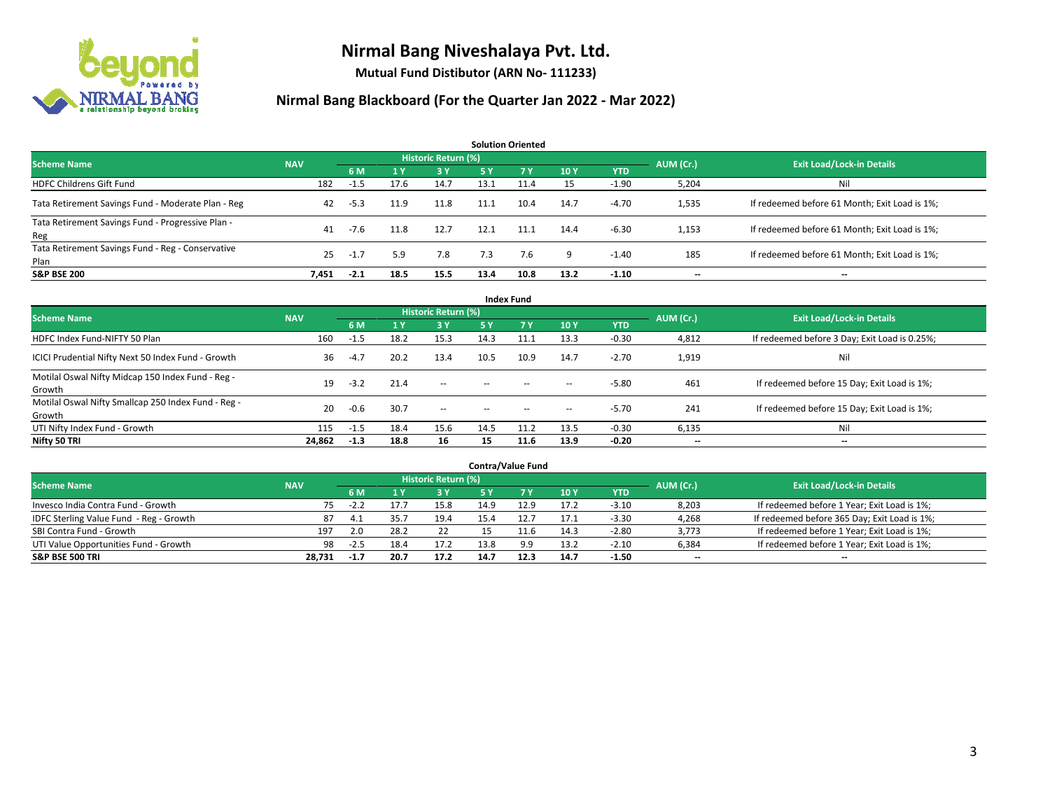# Nirmal Bang Niveshalaya Pvt. Ltd.

**Mutual Fund Distibutor (ARN No- 111233)**

## Nirmal Bang Blackboard (For the Quarter Jan 2022 - Mar 2022)

### Solution Oriented

| Scheme Name | NAV | Historic Return (%) | | | | | | | AUM (Cr.) | Exit Load/Lock-in Details |
|---|---|---|---|---|---|---|---|---|---|---|
| | | 6 M | 1 Y | 3 Y | 5 Y | 7 Y | 10 Y | YTD | | |
| HDFC Childrens Gift Fund | 182 | -1.5 | 17.6 | 14.7 | 13.1 | 11.4 | 15 | -1.90 | 5,204 | Nil |
| Tata Retirement Savings Fund - Moderate Plan - Reg | 42 | -5.3 | 11.9 | 11.8 | 11.1 | 10.4 | 14.7 | -4.70 | 1,535 | If redeemed before 61 Month; Exit Load is 1%; |
| Tata Retirement Savings Fund - Progressive Plan - Reg | 41 | -7.6 | 11.8 | 12.7 | 12.1 | 11.1 | 14.4 | -6.30 | 1,153 | If redeemed before 61 Month; Exit Load is 1%; |
| Tata Retirement Savings Fund - Reg - Conservative Plan | 25 | -1.7 | 5.9 | 7.8 | 7.3 | 7.6 | 9 | -1.40 | 185 | If redeemed before 61 Month; Exit Load is 1%; |
| **S&P BSE 200** | **7,451** | **-2.1** | **18.5** | **15.5** | **13.4** | **10.8** | **13.2** | **-1.10** | **--** | **--** |

### Index Fund

| Scheme Name | NAV | Historic Return (%) | | | | | | | AUM (Cr.) | Exit Load/Lock-in Details |
|---|---|---|---|---|---|---|---|---|---|---|
| | | 6 M | 1 Y | 3 Y | 5 Y | 7 Y | 10 Y | YTD | | |
| HDFC Index Fund-NIFTY 50 Plan | 160 | -1.5 | 18.2 | 15.3 | 14.3 | 11.1 | 13.3 | -0.30 | 4,812 | If redeemed before 3 Day; Exit Load is 0.25%; |
| ICICI Prudential Nifty Next 50 Index Fund - Growth | 36 | -4.7 | 20.2 | 13.4 | 10.5 | 10.9 | 14.7 | -2.70 | 1,919 | Nil |
| Motilal Oswal Nifty Midcap 150 Index Fund - Reg - Growth | 19 | -3.2 | 21.4 | -- | -- | -- | -- | -5.80 | 461 | If redeemed before 15 Day; Exit Load is 1%; |
| Motilal Oswal Nifty Smallcap 250 Index Fund - Reg - Growth | 20 | -0.6 | 30.7 | -- | -- | -- | -- | -5.70 | 241 | If redeemed before 15 Day; Exit Load is 1%; |
| UTI Nifty Index Fund - Growth | 115 | -1.5 | 18.4 | 15.6 | 14.5 | 11.2 | 13.5 | -0.30 | 6,135 | Nil |
| **Nifty 50 TRI** | **24,862** | **-1.3** | **18.8** | **16** | **15** | **11.6** | **13.9** | **-0.20** | **--** | **--** |

### Contra/Value Fund

| Scheme Name | NAV | Historic Return (%) | | | | | | | AUM (Cr.) | Exit Load/Lock-in Details |
|---|---|---|---|---|---|---|---|---|---|---|
| | | 6 M | 1 Y | 3 Y | 5 Y | 7 Y | 10 Y | YTD | | |
| Invesco India Contra Fund - Growth | 75 | -2.2 | 17.7 | 15.8 | 14.9 | 12.9 | 17.2 | -3.10 | 8,203 | If redeemed before 1 Year; Exit Load is 1%; |
| IDFC Sterling Value Fund - Reg - Growth | 87 | 4.1 | 35.7 | 19.4 | 15.4 | 12.7 | 17.1 | -3.30 | 4,268 | If redeemed before 365 Day; Exit Load is 1%; |
| SBI Contra Fund - Growth | 197 | 2.0 | 28.2 | 22 | 15 | 11.6 | 14.3 | -2.80 | 3,773 | If redeemed before 1 Year; Exit Load is 1%; |
| UTI Value Opportunities Fund - Growth | 98 | -2.5 | 18.4 | 17.2 | 13.8 | 9.9 | 13.2 | -2.10 | 6,384 | If redeemed before 1 Year; Exit Load is 1%; |
| **S&P BSE 500 TRI** | **28,731** | **-1.7** | **20.7** | **17.2** | **14.7** | **12.3** | **14.7** | **-1.50** | **--** | **--** |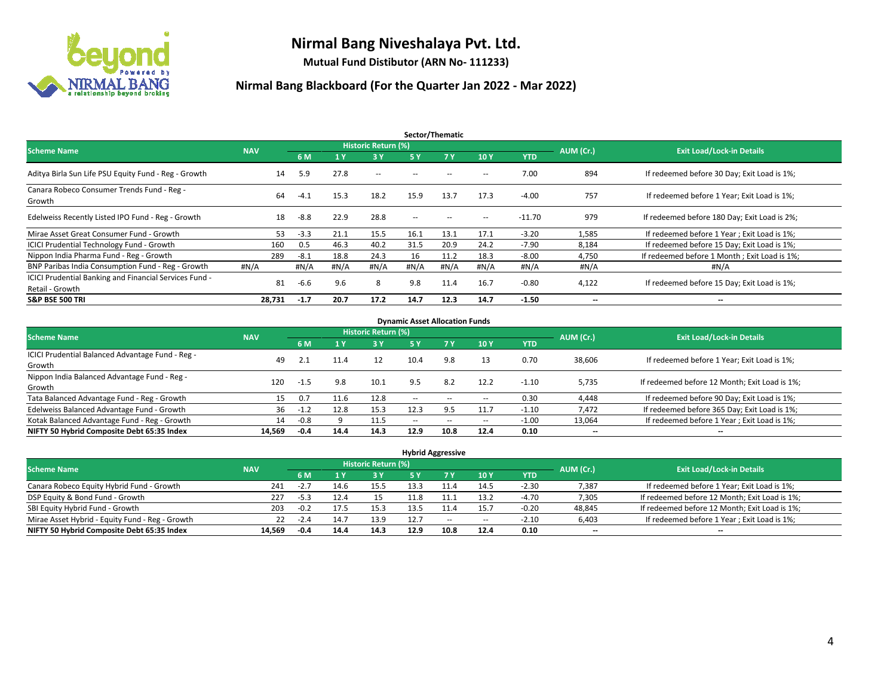# Nirmal Bang Niveshalaya Pvt. Ltd.

**Mutual Fund Distibutor (ARN No- 111233)**

## Nirmal Bang Blackboard (For the Quarter Jan 2022 - Mar 2022)

### Sector/Thematic

| Scheme Name | NAV | Historic Return (%) | | | | | | | AUM (Cr.) | Exit Load/Lock-in Details |
|---|---|---|---|---|---|---|---|---|---|---|
| | | 6 M | 1 Y | 3 Y | 5 Y | 7 Y | 10 Y | YTD | | |
| Aditya Birla Sun Life PSU Equity Fund - Reg - Growth | 14 | 5.9 | 27.8 | -- | -- | -- | -- | 7.00 | 894 | If redeemed before 30 Day; Exit Load is 1%; |
| Canara Robeco Consumer Trends Fund - Reg - Growth | 64 | -4.1 | 15.3 | 18.2 | 15.9 | 13.7 | 17.3 | -4.00 | 757 | If redeemed before 1 Year; Exit Load is 1%; |
| Edelweiss Recently Listed IPO Fund - Reg - Growth | 18 | -8.8 | 22.9 | 28.8 | -- | -- | -- | -11.70 | 979 | If redeemed before 180 Day; Exit Load is 2%; |
| Mirae Asset Great Consumer Fund - Growth | 53 | -3.3 | 21.1 | 15.5 | 16.1 | 13.1 | 17.1 | -3.20 | 1,585 | If redeemed before 1 Year ; Exit Load is 1%; |
| ICICI Prudential Technology Fund - Growth | 160 | 0.5 | 46.3 | 40.2 | 31.5 | 20.9 | 24.2 | -7.90 | 8,184 | If redeemed before 15 Day; Exit Load is 1%; |
| Nippon India Pharma Fund - Reg - Growth | 289 | -8.1 | 18.8 | 24.3 | 16 | 11.2 | 18.3 | -8.00 | 4,750 | If redeemed before 1 Month ; Exit Load is 1%; |
| BNP Paribas India Consumption Fund - Reg - Growth | #N/A | #N/A | #N/A | #N/A | #N/A | #N/A | #N/A | #N/A | #N/A | #N/A |
| ICICI Prudential Banking and Financial Services Fund - Retail - Growth | 81 | -6.6 | 9.6 | 8 | 9.8 | 11.4 | 16.7 | -0.80 | 4,122 | If redeemed before 15 Day; Exit Load is 1%; |
| **S&P BSE 500 TRI** | **28,731** | **-1.7** | **20.7** | **17.2** | **14.7** | **12.3** | **14.7** | **-1.50** | **--** | **--** |

### Dynamic Asset Allocation Funds

| Scheme Name | NAV | Historic Return (%) | | | | | | | AUM (Cr.) | Exit Load/Lock-in Details |
|---|---|---|---|---|---|---|---|---|---|---|
| | | 6 M | 1 Y | 3 Y | 5 Y | 7 Y | 10 Y | YTD | | |
| ICICI Prudential Balanced Advantage Fund - Reg - Growth | 49 | 2.1 | 11.4 | 12 | 10.4 | 9.8 | 13 | 0.70 | 38,606 | If redeemed before 1 Year; Exit Load is 1%; |
| Nippon India Balanced Advantage Fund - Reg - Growth | 120 | -1.5 | 9.8 | 10.1 | 9.5 | 8.2 | 12.2 | -1.10 | 5,735 | If redeemed before 12 Month; Exit Load is 1%; |
| Tata Balanced Advantage Fund - Reg - Growth | 15 | 0.7 | 11.6 | 12.8 | -- | -- | -- | 0.30 | 4,448 | If redeemed before 90 Day; Exit Load is 1%; |
| Edelweiss Balanced Advantage Fund - Growth | 36 | -1.2 | 12.8 | 15.3 | 12.3 | 9.5 | 11.7 | -1.10 | 7,472 | If redeemed before 365 Day; Exit Load is 1%; |
| Kotak Balanced Advantage Fund - Reg - Growth | 14 | -0.8 | 9 | 11.5 | -- | -- | -- | -1.00 | 13,064 | If redeemed before 1 Year ; Exit Load is 1%; |
| **NIFTY 50 Hybrid Composite Debt 65:35 Index** | **14,569** | **-0.4** | **14.4** | **14.3** | **12.9** | **10.8** | **12.4** | **0.10** | **--** | **--** |

### Hybrid Aggressive

| Scheme Name | NAV | Historic Return (%) | | | | | | | AUM (Cr.) | Exit Load/Lock-in Details |
|---|---|---|---|---|---|---|---|---|---|---|
| | | 6 M | 1 Y | 3 Y | 5 Y | 7 Y | 10 Y | YTD | | |
| Canara Robeco Equity Hybrid Fund - Growth | 241 | -2.7 | 14.6 | 15.5 | 13.3 | 11.4 | 14.5 | -2.30 | 7,387 | If redeemed before 1 Year; Exit Load is 1%; |
| DSP Equity & Bond Fund - Growth | 227 | -5.3 | 12.4 | 15 | 11.8 | 11.1 | 13.2 | -4.70 | 7,305 | If redeemed before 12 Month; Exit Load is 1%; |
| SBI Equity Hybrid Fund - Growth | 203 | -0.2 | 17.5 | 15.3 | 13.5 | 11.4 | 15.7 | -0.20 | 48,845 | If redeemed before 12 Month; Exit Load is 1%; |
| Mirae Asset Hybrid - Equity Fund - Reg - Growth | 22 | -2.4 | 14.7 | 13.9 | 12.7 | -- | -- | -2.10 | 6,403 | If redeemed before 1 Year ; Exit Load is 1%; |
| **NIFTY 50 Hybrid Composite Debt 65:35 Index** | **14,569** | **-0.4** | **14.4** | **14.3** | **12.9** | **10.8** | **12.4** | **0.10** | **--** | **--** |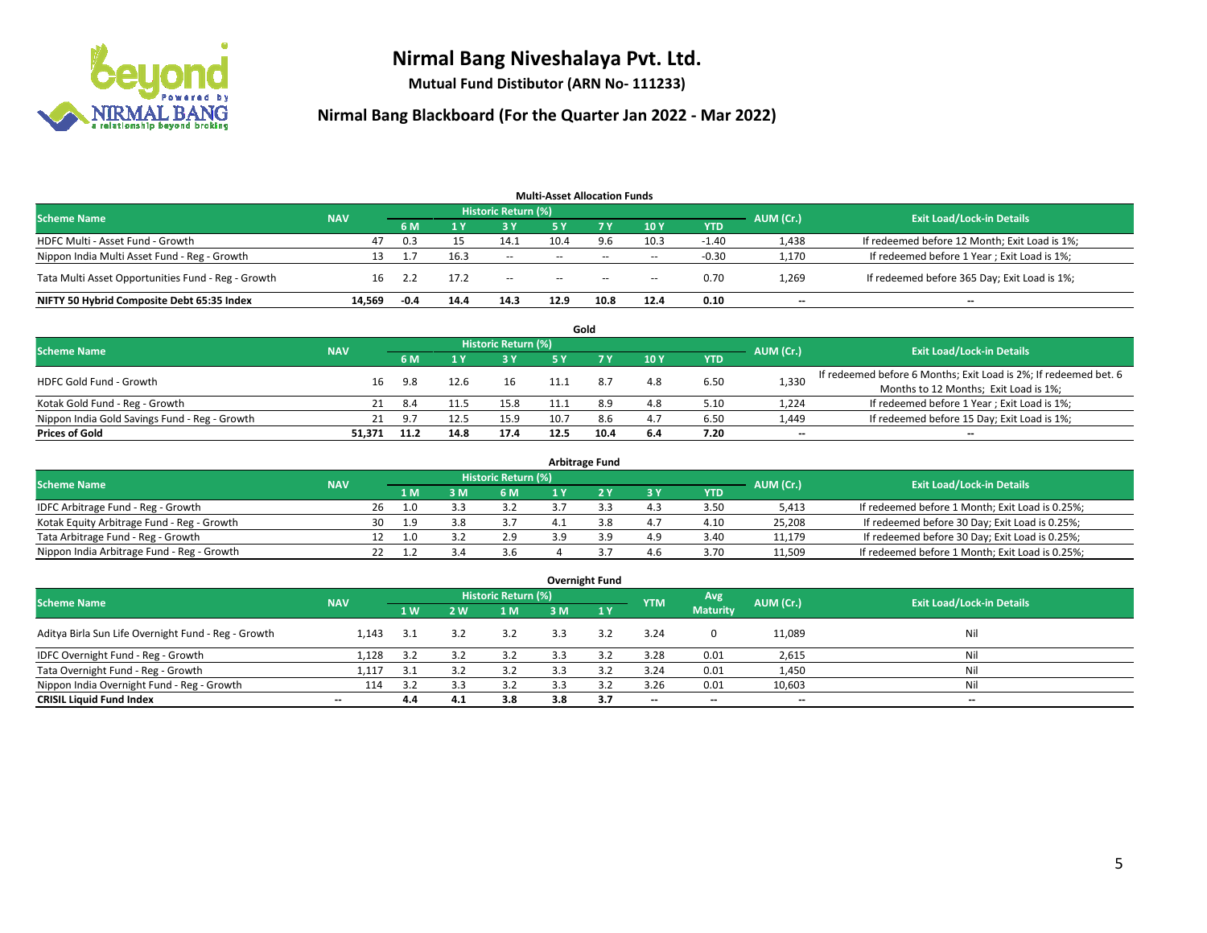# Nirmal Bang Niveshalaya Pvt. Ltd.

**Mutual Fund Distibutor (ARN No- 111233)**

## Nirmal Bang Blackboard (For the Quarter Jan 2022 - Mar 2022)

### Multi-Asset Allocation Funds

| Scheme Name | NAV | Historic Return (%) | | | | | | | AUM (Cr.) | Exit Load/Lock-in Details |
|---|---|---|---|---|---|---|---|---|---|---|
| | | 6 M | 1 Y | 3 Y | 5 Y | 7 Y | 10 Y | YTD | | |
| HDFC Multi - Asset Fund - Growth | 47 | 0.3 | 15 | 14.1 | 10.4 | 9.6 | 10.3 | -1.40 | 1,438 | If redeemed before 12 Month; Exit Load is 1%; |
| Nippon India Multi Asset Fund - Reg - Growth | 13 | 1.7 | 16.3 | -- | -- | -- | -- | -0.30 | 1,170 | If redeemed before 1 Year ; Exit Load is 1%; |
| Tata Multi Asset Opportunities Fund - Reg - Growth | 16 | 2.2 | 17.2 | -- | -- | -- | -- | 0.70 | 1,269 | If redeemed before 365 Day; Exit Load is 1%; |
| **NIFTY 50 Hybrid Composite Debt 65:35 Index** | **14,569** | **-0.4** | **14.4** | **14.3** | **12.9** | **10.8** | **12.4** | **0.10** | **--** | **--** |

### Gold

| Scheme Name | NAV | Historic Return (%) | | | | | | | AUM (Cr.) | Exit Load/Lock-in Details |
|---|---|---|---|---|---|---|---|---|---|---|
| | | 6 M | 1 Y | 3 Y | 5 Y | 7 Y | 10 Y | YTD | | |
| HDFC Gold Fund - Growth | 16 | 9.8 | 12.6 | 16 | 11.1 | 8.7 | 4.8 | 6.50 | 1,330 | If redeemed before 6 Months; Exit Load is 2%; If redeemed bet. 6 Months to 12 Months; Exit Load is 1%; |
| Kotak Gold Fund - Reg - Growth | 21 | 8.4 | 11.5 | 15.8 | 11.1 | 8.9 | 4.8 | 5.10 | 1,224 | If redeemed before 1 Year ; Exit Load is 1%; |
| Nippon India Gold Savings Fund - Reg - Growth | 21 | 9.7 | 12.5 | 15.9 | 10.7 | 8.6 | 4.7 | 6.50 | 1,449 | If redeemed before 15 Day; Exit Load is 1%; |
| **Prices of Gold** | **51,371** | **11.2** | **14.8** | **17.4** | **12.5** | **10.4** | **6.4** | **7.20** | **--** | **--** |

### Arbitrage Fund

| Scheme Name | NAV | Historic Return (%) | | | | | | | AUM (Cr.) | Exit Load/Lock-in Details |
|---|---|---|---|---|---|---|---|---|---|---|
| | | 1 M | 3 M | 6 M | 1 Y | 2 Y | 3 Y | YTD | | |
| IDFC Arbitrage Fund - Reg - Growth | 26 | 1.0 | 3.3 | 3.2 | 3.7 | 3.3 | 4.3 | 3.50 | 5,413 | If redeemed before 1 Month; Exit Load is 0.25%; |
| Kotak Equity Arbitrage Fund - Reg - Growth | 30 | 1.9 | 3.8 | 3.7 | 4.1 | 3.8 | 4.7 | 4.10 | 25,208 | If redeemed before 30 Day; Exit Load is 0.25%; |
| Tata Arbitrage Fund - Reg - Growth | 12 | 1.0 | 3.2 | 2.9 | 3.9 | 3.9 | 4.9 | 3.40 | 11,179 | If redeemed before 30 Day; Exit Load is 0.25%; |
| Nippon India Arbitrage Fund - Reg - Growth | 22 | 1.2 | 3.4 | 3.6 | 4 | 3.7 | 4.6 | 3.70 | 11,509 | If redeemed before 1 Month; Exit Load is 0.25%; |

### Overnight Fund

| Scheme Name | NAV | Historic Return (%) | | | | | YTM | Avg Maturity | AUM (Cr.) | Exit Load/Lock-in Details |
|---|---|---|---|---|---|---|---|---|---|---|
| | | 1 W | 2 W | 1 M | 3 M | 1 Y | | | | |
| Aditya Birla Sun Life Overnight Fund - Reg - Growth | 1,143 | 3.1 | 3.2 | 3.2 | 3.3 | 3.2 | 3.24 | 0 | 11,089 | Nil |
| IDFC Overnight Fund - Reg - Growth | 1,128 | 3.2 | 3.2 | 3.2 | 3.3 | 3.2 | 3.28 | 0.01 | 2,615 | Nil |
| Tata Overnight Fund - Reg - Growth | 1,117 | 3.1 | 3.2 | 3.2 | 3.3 | 3.2 | 3.24 | 0.01 | 1,450 | Nil |
| Nippon India Overnight Fund - Reg - Growth | 114 | 3.2 | 3.3 | 3.2 | 3.3 | 3.2 | 3.26 | 0.01 | 10,603 | Nil |
| **CRISIL Liquid Fund Index** | **--** | **4.4** | **4.1** | **3.8** | **3.8** | **3.7** | **--** | **--** | **--** | **--** |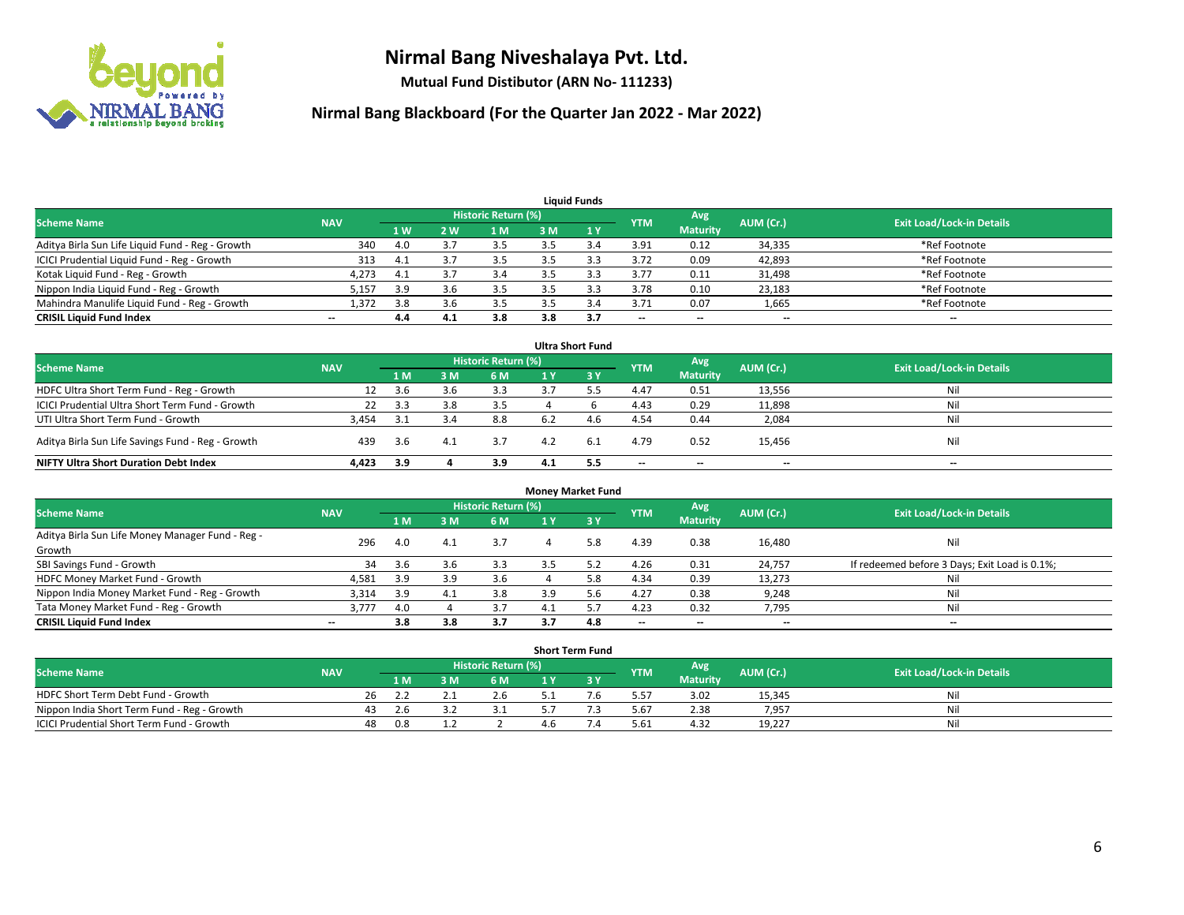# Nirmal Bang Niveshalaya Pvt. Ltd.

**Mutual Fund Distibutor (ARN No- 111233)**

## Nirmal Bang Blackboard (For the Quarter Jan 2022 - Mar 2022)

### Liquid Funds

| Scheme Name | NAV | Historic Return (%) | | | | | YTM | Avg Maturity | AUM (Cr.) | Exit Load/Lock-in Details |
|---|---|---|---|---|---|---|---|---|---|---|
| | | 1 W | 2 W | 1 M | 3 M | 1 Y | | | | |
| Aditya Birla Sun Life Liquid Fund - Reg - Growth | 340 | 4.0 | 3.7 | 3.5 | 3.5 | 3.4 | 3.91 | 0.12 | 34,335 | *Ref Footnote |
| ICICI Prudential Liquid Fund - Reg - Growth | 313 | 4.1 | 3.7 | 3.5 | 3.5 | 3.3 | 3.72 | 0.09 | 42,893 | *Ref Footnote |
| Kotak Liquid Fund - Reg - Growth | 4,273 | 4.1 | 3.7 | 3.4 | 3.5 | 3.3 | 3.77 | 0.11 | 31,498 | *Ref Footnote |
| Nippon India Liquid Fund - Reg - Growth | 5,157 | 3.9 | 3.6 | 3.5 | 3.5 | 3.3 | 3.78 | 0.10 | 23,183 | *Ref Footnote |
| Mahindra Manulife Liquid Fund - Reg - Growth | 1,372 | 3.8 | 3.6 | 3.5 | 3.5 | 3.4 | 3.71 | 0.07 | 1,665 | *Ref Footnote |
| **CRISIL Liquid Fund Index** | -- | **4.4** | **4.1** | **3.8** | **3.8** | **3.7** | -- | -- | -- | -- |

### Ultra Short Fund

| Scheme Name | NAV | Historic Return (%) | | | | | YTM | Avg Maturity | AUM (Cr.) | Exit Load/Lock-in Details |
|---|---|---|---|---|---|---|---|---|---|---|
| | | 1 M | 3 M | 6 M | 1 Y | 3 Y | | | | |
| HDFC Ultra Short Term Fund - Reg - Growth | 12 | 3.6 | 3.6 | 3.3 | 3.7 | 5.5 | 4.47 | 0.51 | 13,556 | Nil |
| ICICI Prudential Ultra Short Term Fund - Growth | 22 | 3.3 | 3.8 | 3.5 | 4 | 6 | 4.43 | 0.29 | 11,898 | Nil |
| UTI Ultra Short Term Fund - Growth | 3,454 | 3.1 | 3.4 | 8.8 | 6.2 | 4.6 | 4.54 | 0.44 | 2,084 | Nil |
| Aditya Birla Sun Life Savings Fund - Reg - Growth | 439 | 3.6 | 4.1 | 3.7 | 4.2 | 6.1 | 4.79 | 0.52 | 15,456 | Nil |
| **NIFTY Ultra Short Duration Debt Index** | **4,423** | **3.9** | **4** | **3.9** | **4.1** | **5.5** | -- | -- | -- | -- |

### Money Market Fund

| Scheme Name | NAV | Historic Return (%) | | | | | YTM | Avg Maturity | AUM (Cr.) | Exit Load/Lock-in Details |
|---|---|---|---|---|---|---|---|---|---|---|
| | | 1 M | 3 M | 6 M | 1 Y | 3 Y | | | | |
| Aditya Birla Sun Life Money Manager Fund - Reg - Growth | 296 | 4.0 | 4.1 | 3.7 | 4 | 5.8 | 4.39 | 0.38 | 16,480 | Nil |
| SBI Savings Fund - Growth | 34 | 3.6 | 3.6 | 3.3 | 3.5 | 5.2 | 4.26 | 0.31 | 24,757 | If redeemed before 3 Days; Exit Load is 0.1%; |
| HDFC Money Market Fund - Growth | 4,581 | 3.9 | 3.9 | 3.6 | 4 | 5.8 | 4.34 | 0.39 | 13,273 | Nil |
| Nippon India Money Market Fund - Reg - Growth | 3,314 | 3.9 | 4.1 | 3.8 | 3.9 | 5.6 | 4.27 | 0.38 | 9,248 | Nil |
| Tata Money Market Fund - Reg - Growth | 3,777 | 4.0 | 4 | 3.7 | 4.1 | 5.7 | 4.23 | 0.32 | 7,795 | Nil |
| **CRISIL Liquid Fund Index** | -- | **3.8** | **3.8** | **3.7** | **3.7** | **4.8** | -- | -- | -- | -- |

### Short Term Fund

| Scheme Name | NAV | Historic Return (%) | | | | | YTM | Avg Maturity | AUM (Cr.) | Exit Load/Lock-in Details |
|---|---|---|---|---|---|---|---|---|---|---|
| | | 1 M | 3 M | 6 M | 1 Y | 3 Y | | | | |
| HDFC Short Term Debt Fund - Growth | 26 | 2.2 | 2.1 | 2.6 | 5.1 | 7.6 | 5.57 | 3.02 | 15,345 | Nil |
| Nippon India Short Term Fund - Reg - Growth | 43 | 2.6 | 3.2 | 3.1 | 5.7 | 7.3 | 5.67 | 2.38 | 7,957 | Nil |
| ICICI Prudential Short Term Fund - Growth | 48 | 0.8 | 1.2 | 2 | 4.6 | 7.4 | 5.61 | 4.32 | 19,227 | Nil |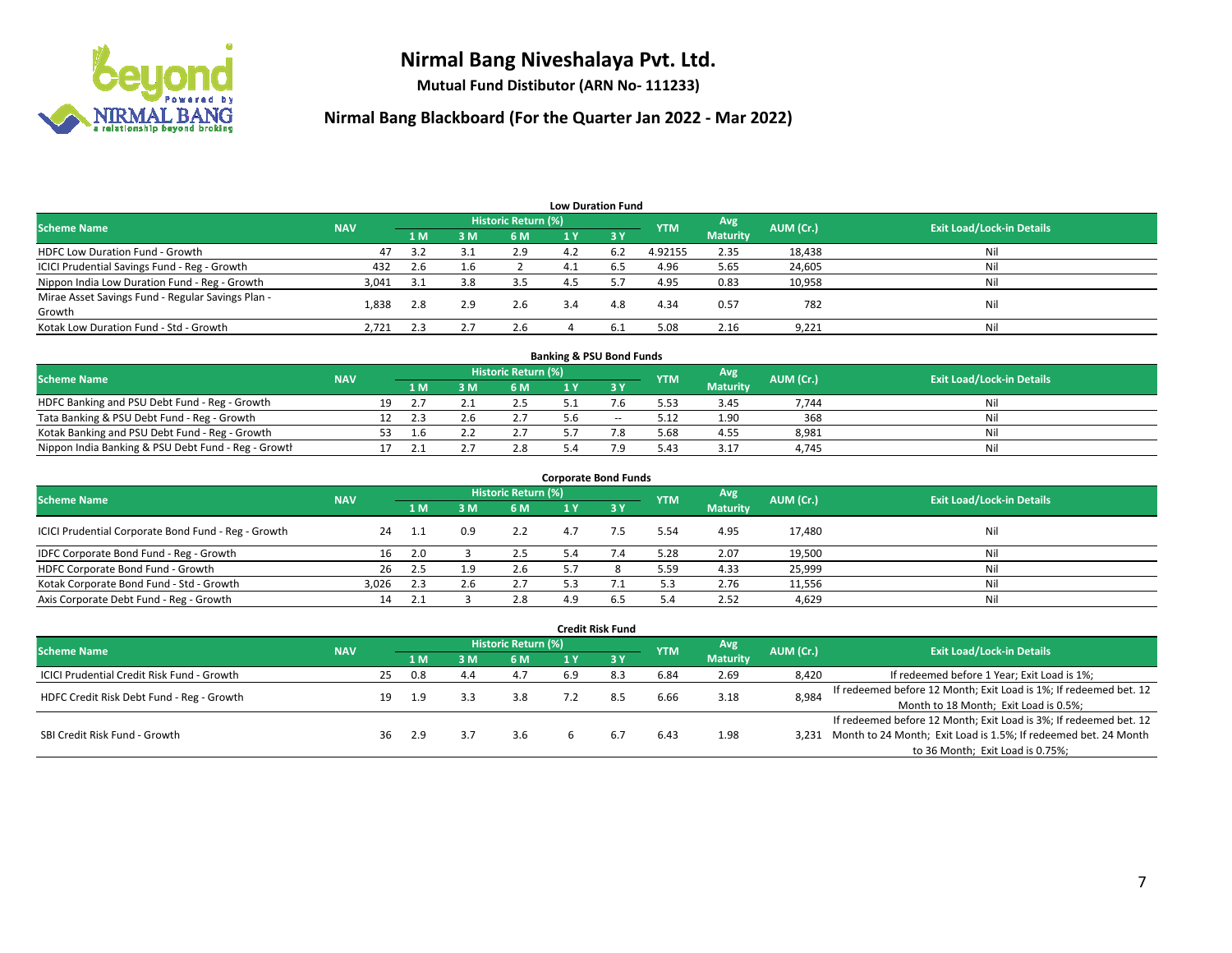# Nirmal Bang Niveshalaya Pvt. Ltd.

**Mutual Fund Distibutor (ARN No- 111233)**

## Nirmal Bang Blackboard (For the Quarter Jan 2022 - Mar 2022)

### Low Duration Fund

| Scheme Name | NAV | Historic Return (%) | | | | | YTM | Avg Maturity | AUM (Cr.) | Exit Load/Lock-in Details |
|---|---|---|---|---|---|---|---|---|---|---|
| | | 1 M | 3 M | 6 M | 1 Y | 3 Y | | | | |
| HDFC Low Duration Fund - Growth | 47 | 3.2 | 3.1 | 2.9 | 4.2 | 6.2 | 4.92155 | 2.35 | 18,438 | Nil |
| ICICI Prudential Savings Fund - Reg - Growth | 432 | 2.6 | 1.6 | 2 | 4.1 | 6.5 | 4.96 | 5.65 | 24,605 | Nil |
| Nippon India Low Duration Fund - Reg - Growth | 3,041 | 3.1 | 3.8 | 3.5 | 4.5 | 5.7 | 4.95 | 0.83 | 10,958 | Nil |
| Mirae Asset Savings Fund - Regular Savings Plan - Growth | 1,838 | 2.8 | 2.9 | 2.6 | 3.4 | 4.8 | 4.34 | 0.57 | 782 | Nil |
| Kotak Low Duration Fund - Std - Growth | 2,721 | 2.3 | 2.7 | 2.6 | 4 | 6.1 | 5.08 | 2.16 | 9,221 | Nil |

### Banking & PSU Bond Funds

| Scheme Name | NAV | Historic Return (%) | | | | | YTM | Avg Maturity | AUM (Cr.) | Exit Load/Lock-in Details |
|---|---|---|---|---|---|---|---|---|---|---|
| | | 1 M | 3 M | 6 M | 1 Y | 3 Y | | | | |
| HDFC Banking and PSU Debt Fund - Reg - Growth | 19 | 2.7 | 2.1 | 2.5 | 5.1 | 7.6 | 5.53 | 3.45 | 7,744 | Nil |
| Tata Banking & PSU Debt Fund - Reg - Growth | 12 | 2.3 | 2.6 | 2.7 | 5.6 | -- | 5.12 | 1.90 | 368 | Nil |
| Kotak Banking and PSU Debt Fund - Reg - Growth | 53 | 1.6 | 2.2 | 2.7 | 5.7 | 7.8 | 5.68 | 4.55 | 8,981 | Nil |
| Nippon India Banking & PSU Debt Fund - Reg - Growth | 17 | 2.1 | 2.7 | 2.8 | 5.4 | 7.9 | 5.43 | 3.17 | 4,745 | Nil |

### Corporate Bond Funds

| Scheme Name | NAV | Historic Return (%) | | | | | YTM | Avg Maturity | AUM (Cr.) | Exit Load/Lock-in Details |
|---|---|---|---|---|---|---|---|---|---|---|
| | | 1 M | 3 M | 6 M | 1 Y | 3 Y | | | | |
| ICICI Prudential Corporate Bond Fund - Reg - Growth | 24 | 1.1 | 0.9 | 2.2 | 4.7 | 7.5 | 5.54 | 4.95 | 17,480 | Nil |
| IDFC Corporate Bond Fund - Reg - Growth | 16 | 2.0 | 3 | 2.5 | 5.4 | 7.4 | 5.28 | 2.07 | 19,500 | Nil |
| HDFC Corporate Bond Fund - Growth | 26 | 2.5 | 1.9 | 2.6 | 5.7 | 8 | 5.59 | 4.33 | 25,999 | Nil |
| Kotak Corporate Bond Fund - Std - Growth | 3,026 | 2.3 | 2.6 | 2.7 | 5.3 | 7.1 | 5.3 | 2.76 | 11,556 | Nil |
| Axis Corporate Debt Fund - Reg - Growth | 14 | 2.1 | 3 | 2.8 | 4.9 | 6.5 | 5.4 | 2.52 | 4,629 | Nil |

### Credit Risk Fund

| Scheme Name | NAV | Historic Return (%) | | | | | YTM | Avg Maturity | AUM (Cr.) | Exit Load/Lock-in Details |
|---|---|---|---|---|---|---|---|---|---|---|
| | | 1 M | 3 M | 6 M | 1 Y | 3 Y | | | | |
| ICICI Prudential Credit Risk Fund - Growth | 25 | 0.8 | 4.4 | 4.7 | 6.9 | 8.3 | 6.84 | 2.69 | 8,420 | If redeemed before 1 Year; Exit Load is 1%; |
| HDFC Credit Risk Debt Fund - Reg - Growth | 19 | 1.9 | 3.3 | 3.8 | 7.2 | 8.5 | 6.66 | 3.18 | 8,984 | If redeemed before 12 Month; Exit Load is 1%; If redeemed bet. 12 Month to 18 Month; Exit Load is 0.5%; |
| SBI Credit Risk Fund - Growth | 36 | 2.9 | 3.7 | 3.6 | 6 | 6.7 | 6.43 | 1.98 | 3,231 | If redeemed before 12 Month; Exit Load is 3%; If redeemed bet. 12 Month to 24 Month; Exit Load is 1.5%; If redeemed bet. 24 Month to 36 Month; Exit Load is 0.75%; |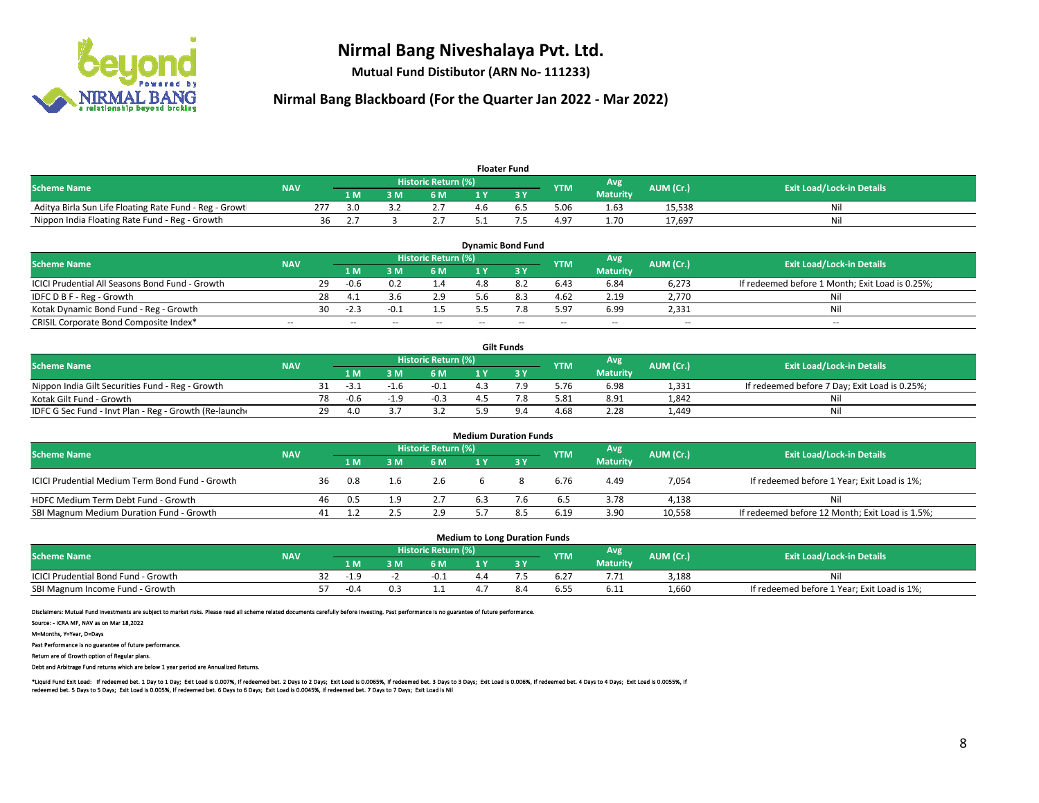# Nirmal Bang Niveshalaya Pvt. Ltd.

**Mutual Fund Distibutor (ARN No- 111233)**

## Nirmal Bang Blackboard (For the Quarter Jan 2022 - Mar 2022)

### Floater Fund

| Scheme Name | NAV | Historic Return (%) 1 M | 3 M | 6 M | 1 Y | 3 Y | YTM | Avg Maturity | AUM (Cr.) | Exit Load/Lock-in Details |
|---|---|---|---|---|---|---|---|---|---|---|
| Aditya Birla Sun Life Floating Rate Fund - Reg - Growt | 277 | 3.0 | 3.2 | 2.7 | 4.6 | 6.5 | 5.06 | 1.63 | 15,538 | Nil |
| Nippon India Floating Rate Fund - Reg - Growth | 36 | 2.7 | 3 | 2.7 | 5.1 | 7.5 | 4.97 | 1.70 | 17,697 | Nil |

### Dynamic Bond Fund

| Scheme Name | NAV | Historic Return (%) 1 M | 3 M | 6 M | 1 Y | 3 Y | YTM | Avg Maturity | AUM (Cr.) | Exit Load/Lock-in Details |
|---|---|---|---|---|---|---|---|---|---|---|
| ICICI Prudential All Seasons Bond Fund - Growth | 29 | -0.6 | 0.2 | 1.4 | 4.8 | 8.2 | 6.43 | 6.84 | 6,273 | If redeemed before 1 Month; Exit Load is 0.25%; |
| IDFC D B F - Reg - Growth | 28 | 4.1 | 3.6 | 2.9 | 5.6 | 8.3 | 4.62 | 2.19 | 2,770 | Nil |
| Kotak Dynamic Bond Fund - Reg - Growth | 30 | -2.3 | -0.1 | 1.5 | 5.5 | 7.8 | 5.97 | 6.99 | 2,331 | Nil |
| CRISIL Corporate Bond Composite Index* | -- | -- | -- | -- | -- | -- | -- | -- | -- | -- |

### Gilt Funds

| Scheme Name | NAV | Historic Return (%) 1 M | 3 M | 6 M | 1 Y | 3 Y | YTM | Avg Maturity | AUM (Cr.) | Exit Load/Lock-in Details |
|---|---|---|---|---|---|---|---|---|---|---|
| Nippon India Gilt Securities Fund - Reg - Growth | 31 | -3.1 | -1.6 | -0.1 | 4.3 | 7.9 | 5.76 | 6.98 | 1,331 | If redeemed before 7 Day; Exit Load is 0.25%; |
| Kotak Gilt Fund - Growth | 78 | -0.6 | -1.9 | -0.3 | 4.5 | 7.8 | 5.81 | 8.91 | 1,842 | Nil |
| IDFC G Sec Fund - Invt Plan - Reg - Growth (Re-launch | 29 | 4.0 | 3.7 | 3.2 | 5.9 | 9.4 | 4.68 | 2.28 | 1,449 | Nil |

### Medium Duration Funds

| Scheme Name | NAV | Historic Return (%) 1 M | 3 M | 6 M | 1 Y | 3 Y | YTM | Avg Maturity | AUM (Cr.) | Exit Load/Lock-in Details |
|---|---|---|---|---|---|---|---|---|---|---|
| ICICI Prudential Medium Term Bond Fund - Growth | 36 | 0.8 | 1.6 | 2.6 | 6 | 8 | 6.76 | 4.49 | 7,054 | If redeemed before 1 Year; Exit Load is 1%; |
| HDFC Medium Term Debt Fund - Growth | 46 | 0.5 | 1.9 | 2.7 | 6.3 | 7.6 | 6.5 | 3.78 | 4,138 | Nil |
| SBI Magnum Medium Duration Fund - Growth | 41 | 1.2 | 2.5 | 2.9 | 5.7 | 8.5 | 6.19 | 3.90 | 10,558 | If redeemed before 12 Month; Exit Load is 1.5%; |

### Medium to Long Duration Funds

| Scheme Name | NAV | Historic Return (%) 1 M | 3 M | 6 M | 1 Y | 3 Y | YTM | Avg Maturity | AUM (Cr.) | Exit Load/Lock-in Details |
|---|---|---|---|---|---|---|---|---|---|---|
| ICICI Prudential Bond Fund - Growth | 32 | -1.9 | -2 | -0.1 | 4.4 | 7.5 | 6.27 | 7.71 | 3,188 | Nil |
| SBI Magnum Income Fund - Growth | 57 | -0.4 | 0.3 | 1.1 | 4.7 | 8.4 | 6.55 | 6.11 | 1,660 | If redeemed before 1 Year; Exit Load is 1%; |

Disclaimers: Mutual Fund investments are subject to market risks. Please read all scheme related documents carefully before investing. Past performance is no guarantee of future performance.

Source: - ICRA MF, NAV as on Mar 18,2022

M=Months, Y=Year, D=Days

Past Performance is no guarantee of future performance.

Return are of Growth option of Regular plans.

Debt and Arbitrage Fund returns which are below 1 year period are Annualized Returns.

*Liquid Fund Exit Load: If redeemed bet. 1 Day to 1 Day; Exit Load is 0.007%, If redeemed bet. 2 Days to 2 Days; Exit Load is 0.0065%, If redeemed bet. 3 Days to 3 Days; Exit Load is 0.006%, If redeemed bet. 4 Days to 4 Days; Exit Load is 0.0055%, If redeemed bet. 5 Days to 5 Days; Exit Load is 0.005%, If redeemed bet. 6 Days to 6 Days; Exit Load is 0.0045%, If redeemed bet. 7 Days to 7 Days; Exit Load is Nil